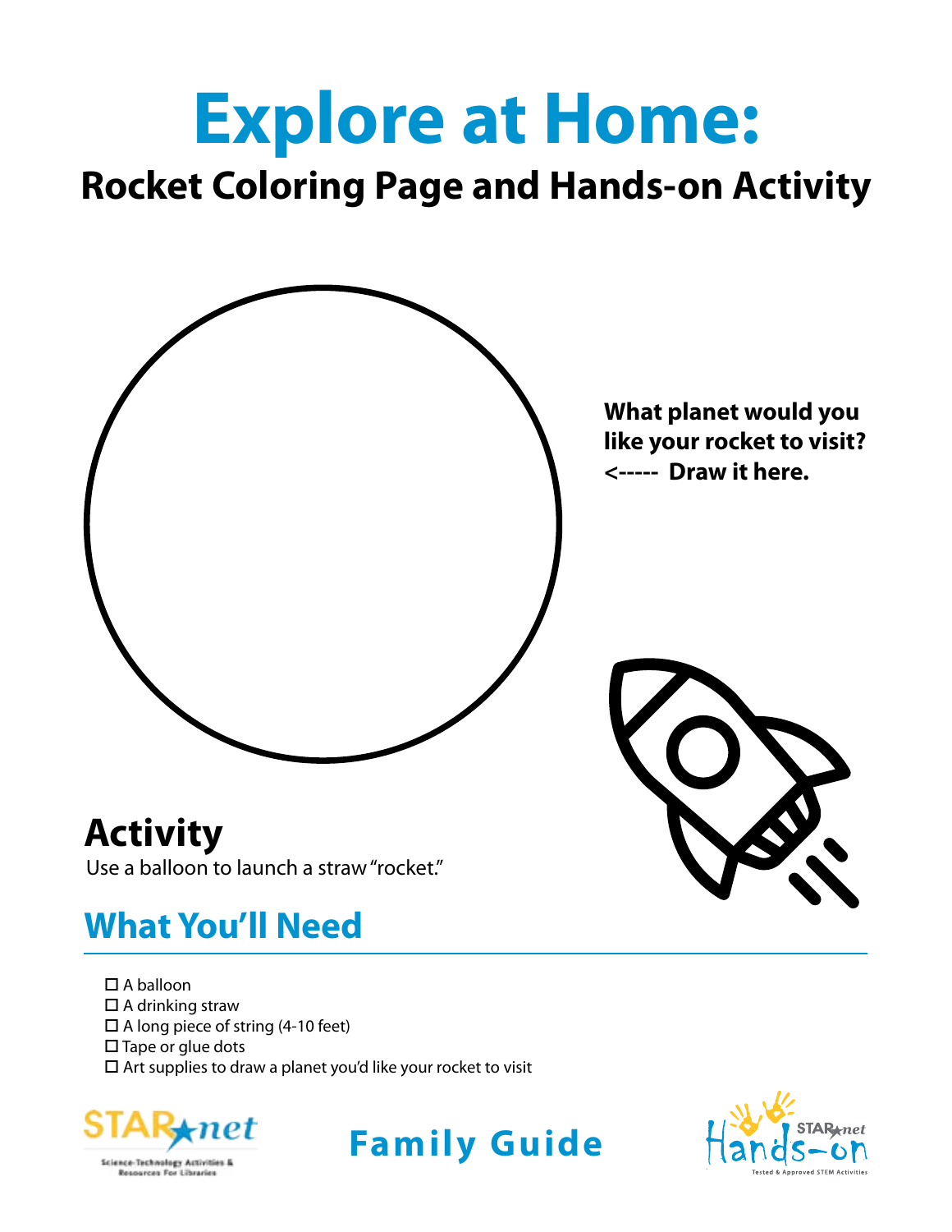# Explore at Home:

## Rocket Coloring Page and Hands-on Activity

**What planet would you like your rocket to visit?**
**<----- Draw it here.**

## Activity

Use a balloon to launch a straw "rocket."

## What You'll Need

- ☐ A balloon
- ☐ A drinking straw
- ☐ A long piece of string (4-10 feet)
- ☐ Tape or glue dots
- ☐ Art supplies to draw a planet you'd like your rocket to visit

STAR★net Science-Technology Activities & Resources For Libraries

**Family Guide**

STAR★net Hands-on Tested & Approved STEM Activities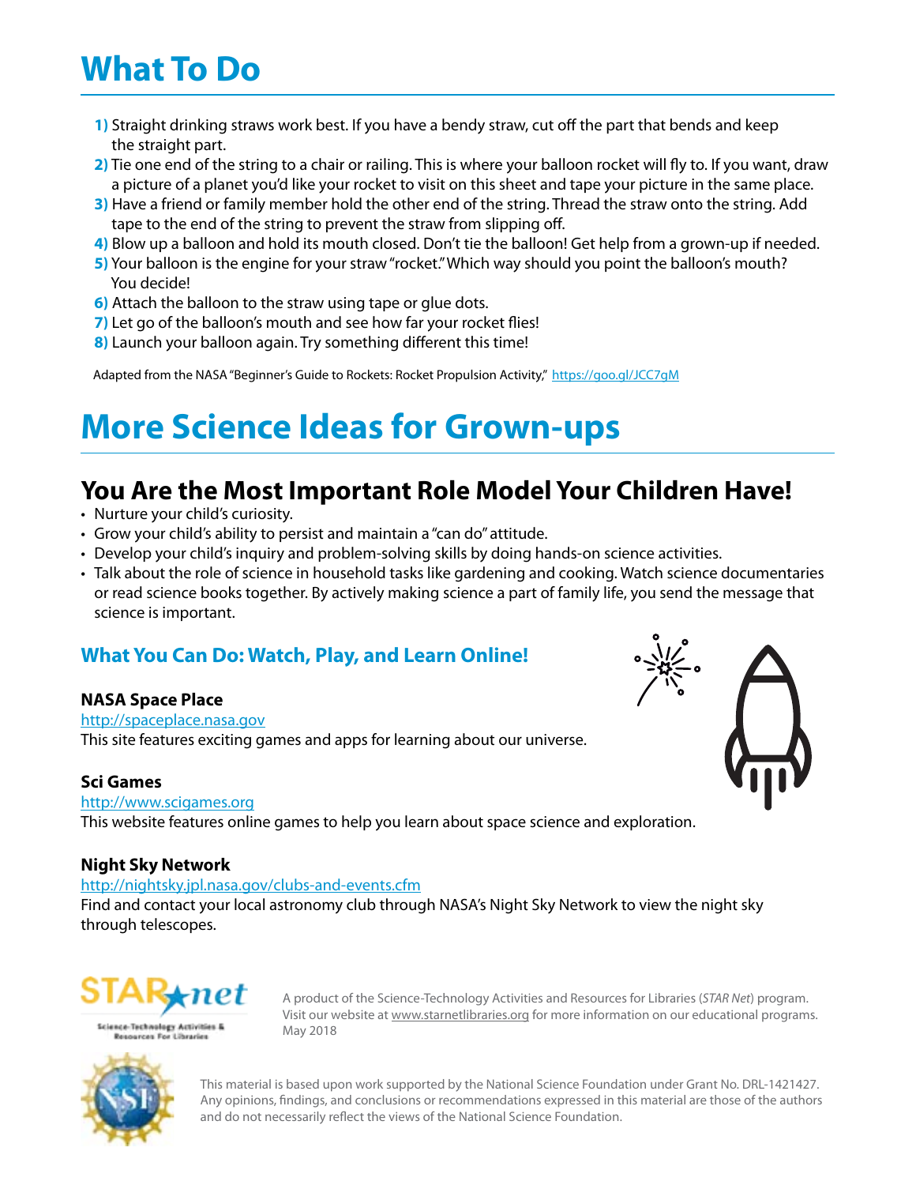# What To Do

1) Straight drinking straws work best. If you have a bendy straw, cut off the part that bends and keep the straight part.
2) Tie one end of the string to a chair or railing. This is where your balloon rocket will fly to. If you want, draw a picture of a planet you'd like your rocket to visit on this sheet and tape your picture in the same place.
3) Have a friend or family member hold the other end of the string. Thread the straw onto the string. Add tape to the end of the string to prevent the straw from slipping off.
4) Blow up a balloon and hold its mouth closed. Don't tie the balloon! Get help from a grown-up if needed.
5) Your balloon is the engine for your straw "rocket." Which way should you point the balloon's mouth? You decide!
6) Attach the balloon to the straw using tape or glue dots.
7) Let go of the balloon's mouth and see how far your rocket flies!
8) Launch your balloon again. Try something different this time!

Adapted from the NASA "Beginner's Guide to Rockets: Rocket Propulsion Activity," https://goo.gl/JCC7gM

# More Science Ideas for Grown-ups

## You Are the Most Important Role Model Your Children Have!

- Nurture your child's curiosity.
- Grow your child's ability to persist and maintain a "can do" attitude.
- Develop your child's inquiry and problem-solving skills by doing hands-on science activities.
- Talk about the role of science in household tasks like gardening and cooking. Watch science documentaries or read science books together. By actively making science a part of family life, you send the message that science is important.

### What You Can Do: Watch, Play, and Learn Online!

**NASA Space Place**
http://spaceplace.nasa.gov
This site features exciting games and apps for learning about our universe.

**Sci Games**
http://www.scigames.org
This website features online games to help you learn about space science and exploration.

**Night Sky Network**
http://nightsky.jpl.nasa.gov/clubs-and-events.cfm
Find and contact your local astronomy club through NASA's Night Sky Network to view the night sky through telescopes.

STAR net — Science-Technology Activities & Resources For Libraries

A product of the Science-Technology Activities and Resources for Libraries (*STAR Net*) program. Visit our website at www.starnetlibraries.org for more information on our educational programs. May 2018

This material is based upon work supported by the National Science Foundation under Grant No. DRL-1421427. Any opinions, findings, and conclusions or recommendations expressed in this material are those of the authors and do not necessarily reflect the views of the National Science Foundation.